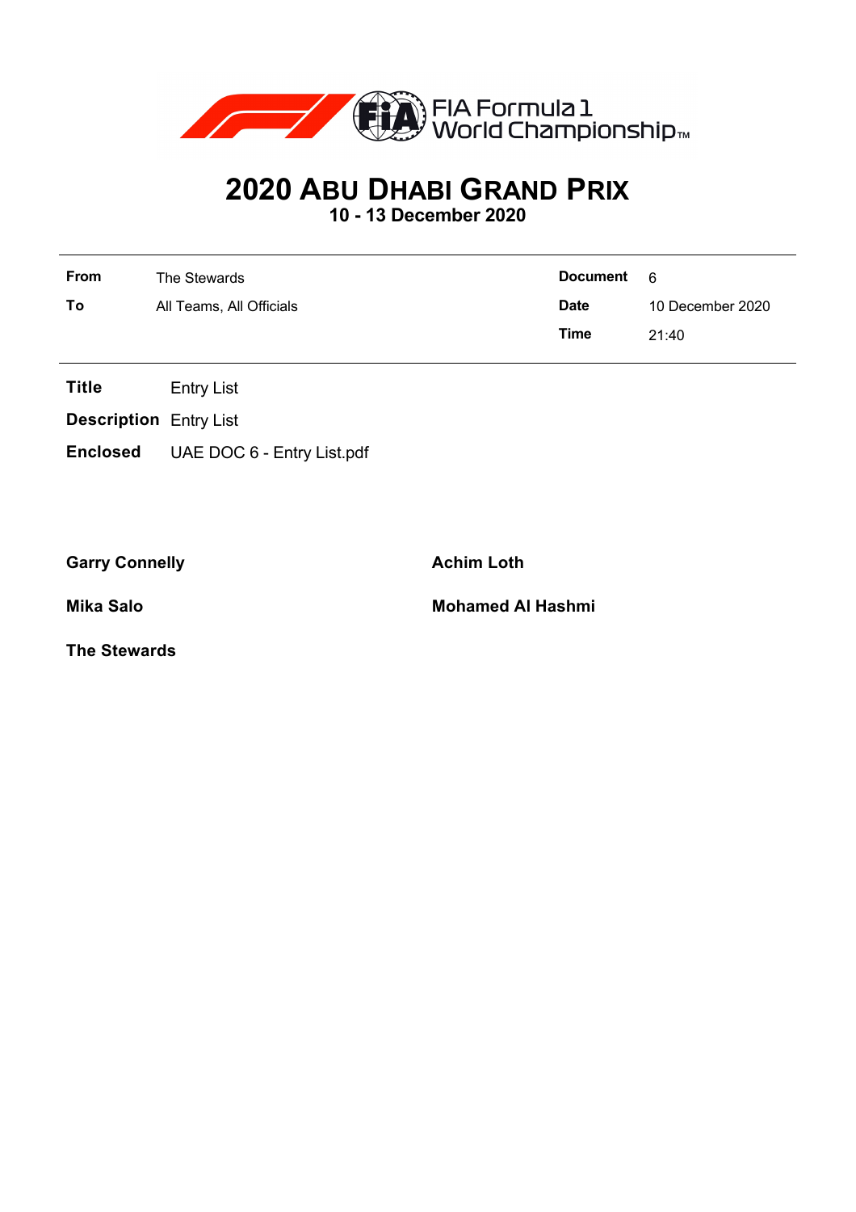FIA Formula 1 World Championship™

# 2020 ABU DHABI GRAND PRIX

## 10 - 13 December 2020

| | | | |
|---|---|---|---|
| **From** | The Stewards | **Document** | 6 |
| **To** | All Teams, All Officials | **Date** | 10 December 2020 |
| | | **Time** | 21:40 |

**Title** Entry List

**Description** Entry List

**Enclosed** UAE DOC 6 - Entry List.pdf

**Garry Connelly**

**Achim Loth**

**Mika Salo**

**Mohamed Al Hashmi**

**The Stewards**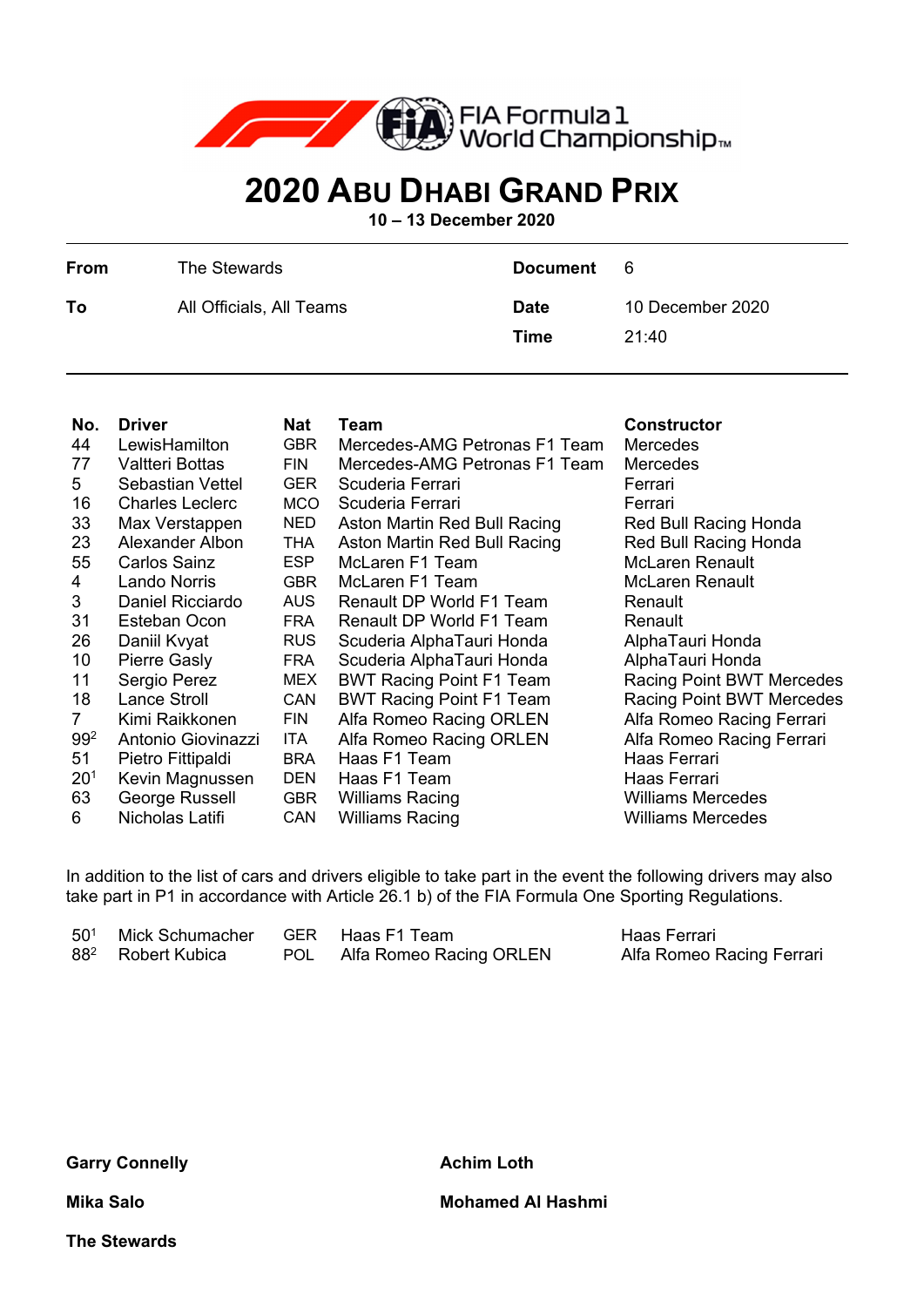# 2020 ABU DHABI GRAND PRIX

**10 – 13 December 2020**

| | | | |
|---|---|---|---|
| **From** | The Stewards | **Document** | 6 |
| **To** | All Officials, All Teams | **Date** | 10 December 2020 |
| | | **Time** | 21:40 |

| No. | Driver | Nat | Team | Constructor |
|---|---|---|---|---|
| 44 | LewisHamilton | GBR | Mercedes-AMG Petronas F1 Team | Mercedes |
| 77 | Valtteri Bottas | FIN | Mercedes-AMG Petronas F1 Team | Mercedes |
| 5 | Sebastian Vettel | GER | Scuderia Ferrari | Ferrari |
| 16 | Charles Leclerc | MCO | Scuderia Ferrari | Ferrari |
| 33 | Max Verstappen | NED | Aston Martin Red Bull Racing | Red Bull Racing Honda |
| 23 | Alexander Albon | THA | Aston Martin Red Bull Racing | Red Bull Racing Honda |
| 55 | Carlos Sainz | ESP | McLaren F1 Team | McLaren Renault |
| 4 | Lando Norris | GBR | McLaren F1 Team | McLaren Renault |
| 3 | Daniel Ricciardo | AUS | Renault DP World F1 Team | Renault |
| 31 | Esteban Ocon | FRA | Renault DP World F1 Team | Renault |
| 26 | Daniil Kvyat | RUS | Scuderia AlphaTauri Honda | AlphaTauri Honda |
| 10 | Pierre Gasly | FRA | Scuderia AlphaTauri Honda | AlphaTauri Honda |
| 11 | Sergio Perez | MEX | BWT Racing Point F1 Team | Racing Point BWT Mercedes |
| 18 | Lance Stroll | CAN | BWT Racing Point F1 Team | Racing Point BWT Mercedes |
| 7 | Kimi Raikkonen | FIN | Alfa Romeo Racing ORLEN | Alfa Romeo Racing Ferrari |
| 99[2] | Antonio Giovinazzi | ITA | Alfa Romeo Racing ORLEN | Alfa Romeo Racing Ferrari |
| 51 | Pietro Fittipaldi | BRA | Haas F1 Team | Haas Ferrari |
| 20[1] | Kevin Magnussen | DEN | Haas F1 Team | Haas Ferrari |
| 63 | George Russell | GBR | Williams Racing | Williams Mercedes |
| 6 | Nicholas Latifi | CAN | Williams Racing | Williams Mercedes |

In addition to the list of cars and drivers eligible to take part in the event the following drivers may also take part in P1 in accordance with Article 26.1 b) of the FIA Formula One Sporting Regulations.

| | | | | |
|---|---|---|---|---|
| 50[1] | Mick Schumacher | GER | Haas F1 Team | Haas Ferrari |
| 88[2] | Robert Kubica | POL | Alfa Romeo Racing ORLEN | Alfa Romeo Racing Ferrari |

**Garry Connelly**

**Achim Loth**

**Mika Salo**

**Mohamed Al Hashmi**

**The Stewards**